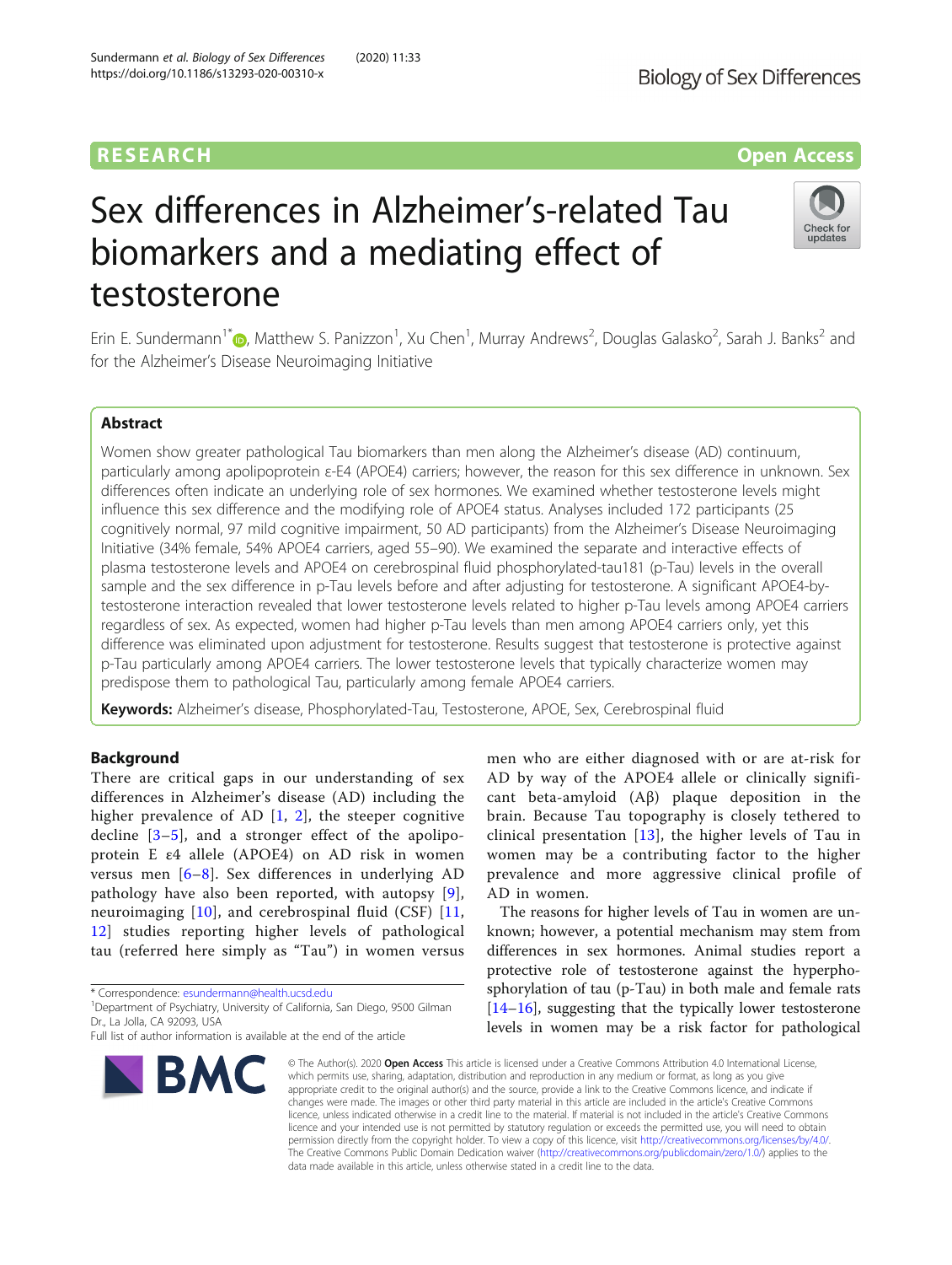RESEARCH | Open Access

# Sex differences in Alzheimer's-related Tau biomarkers and a mediating effect of testosterone

Erin E. Sundermann[1*], Matthew S. Panizzon[1], Xu Chen[1], Murray Andrews[2], Douglas Galasko[2], Sarah J. Banks[2] and for the Alzheimer's Disease Neuroimaging Initiative

## Abstract

Women show greater pathological Tau biomarkers than men along the Alzheimer's disease (AD) continuum, particularly among apolipoprotein ε-E4 (APOE4) carriers; however, the reason for this sex difference in unknown. Sex differences often indicate an underlying role of sex hormones. We examined whether testosterone levels might influence this sex difference and the modifying role of APOE4 status. Analyses included 172 participants (25 cognitively normal, 97 mild cognitive impairment, 50 AD participants) from the Alzheimer's Disease Neuroimaging Initiative (34% female, 54% APOE4 carriers, aged 55–90). We examined the separate and interactive effects of plasma testosterone levels and APOE4 on cerebrospinal fluid phosphorylated-tau181 (p-Tau) levels in the overall sample and the sex difference in p-Tau levels before and after adjusting for testosterone. A significant APOE4-by-testosterone interaction revealed that lower testosterone levels related to higher p-Tau levels among APOE4 carriers regardless of sex. As expected, women had higher p-Tau levels than men among APOE4 carriers only, yet this difference was eliminated upon adjustment for testosterone. Results suggest that testosterone is protective against p-Tau particularly among APOE4 carriers. The lower testosterone levels that typically characterize women may predispose them to pathological Tau, particularly among female APOE4 carriers.

**Keywords:** Alzheimer's disease, Phosphorylated-Tau, Testosterone, APOE, Sex, Cerebrospinal fluid

## Background

There are critical gaps in our understanding of sex differences in Alzheimer's disease (AD) including the higher prevalence of AD [1, 2], the steeper cognitive decline [3–5], and a stronger effect of the apolipoprotein E ε4 allele (APOE4) on AD risk in women versus men [6–8]. Sex differences in underlying AD pathology have also been reported, with autopsy [9], neuroimaging [10], and cerebrospinal fluid (CSF) [11, 12] studies reporting higher levels of pathological tau (referred here simply as "Tau") in women versus men who are either diagnosed with or are at-risk for AD by way of the APOE4 allele or clinically significant beta-amyloid (Aβ) plaque deposition in the brain. Because Tau topography is closely tethered to clinical presentation [13], the higher levels of Tau in women may be a contributing factor to the higher prevalence and more aggressive clinical profile of AD in women.

The reasons for higher levels of Tau in women are unknown; however, a potential mechanism may stem from differences in sex hormones. Animal studies report a protective role of testosterone against the hyperphosphorylation of tau (p-Tau) in both male and female rats [14–16], suggesting that the typically lower testosterone levels in women may be a risk factor for pathological

\* Correspondence: esundermann@health.ucsd.edu
[1]Department of Psychiatry, University of California, San Diego, 9500 Gilman Dr., La Jolla, CA 92093, USA
Full list of author information is available at the end of the article

© The Author(s). 2020 **Open Access** This article is licensed under a Creative Commons Attribution 4.0 International License, which permits use, sharing, adaptation, distribution and reproduction in any medium or format, as long as you give appropriate credit to the original author(s) and the source, provide a link to the Creative Commons licence, and indicate if changes were made. The images or other third party material in this article are included in the article's Creative Commons licence, unless indicated otherwise in a credit line to the material. If material is not included in the article's Creative Commons licence and your intended use is not permitted by statutory regulation or exceeds the permitted use, you will need to obtain permission directly from the copyright holder. To view a copy of this licence, visit http://creativecommons.org/licenses/by/4.0/. The Creative Commons Public Domain Dedication waiver (http://creativecommons.org/publicdomain/zero/1.0/) applies to the data made available in this article, unless otherwise stated in a credit line to the data.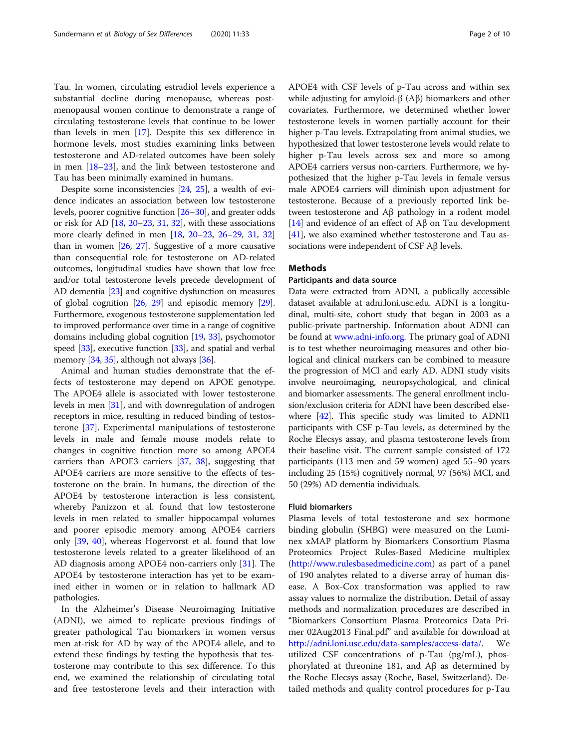Tau. In women, circulating estradiol levels experience a substantial decline during menopause, whereas post-menopausal women continue to demonstrate a range of circulating testosterone levels that continue to be lower than levels in men [17]. Despite this sex difference in hormone levels, most studies examining links between testosterone and AD-related outcomes have been solely in men [18–23], and the link between testosterone and Tau has been minimally examined in humans.

Despite some inconsistencies [24, 25], a wealth of evidence indicates an association between low testosterone levels, poorer cognitive function [26–30], and greater odds or risk for AD [18, 20–23, 31, 32], with these associations more clearly defined in men [18, 20–23, 26–29, 31, 32] than in women [26, 27]. Suggestive of a more causative than consequential role for testosterone on AD-related outcomes, longitudinal studies have shown that low free and/or total testosterone levels precede development of AD dementia [23] and cognitive dysfunction on measures of global cognition [26, 29] and episodic memory [29]. Furthermore, exogenous testosterone supplementation led to improved performance over time in a range of cognitive domains including global cognition [19, 33], psychomotor speed [33], executive function [33], and spatial and verbal memory [34, 35], although not always [36].

Animal and human studies demonstrate that the effects of testosterone may depend on APOE genotype. The APOE4 allele is associated with lower testosterone levels in men [31], and with downregulation of androgen receptors in mice, resulting in reduced binding of testosterone [37]. Experimental manipulations of testosterone levels in male and female mouse models relate to changes in cognitive function more so among APOE4 carriers than APOE3 carriers [37, 38], suggesting that APOE4 carriers are more sensitive to the effects of testosterone on the brain. In humans, the direction of the APOE4 by testosterone interaction is less consistent, whereby Panizzon et al. found that low testosterone levels in men related to smaller hippocampal volumes and poorer episodic memory among APOE4 carriers only [39, 40], whereas Hogervorst et al. found that low testosterone levels related to a greater likelihood of an AD diagnosis among APOE4 non-carriers only [31]. The APOE4 by testosterone interaction has yet to be examined either in women or in relation to hallmark AD pathologies.

In the Alzheimer's Disease Neuroimaging Initiative (ADNI), we aimed to replicate previous findings of greater pathological Tau biomarkers in women versus men at-risk for AD by way of the APOE4 allele, and to extend these findings by testing the hypothesis that testosterone may contribute to this sex difference. To this end, we examined the relationship of circulating total and free testosterone levels and their interaction with APOE4 with CSF levels of p-Tau across and within sex while adjusting for amyloid-β (Aβ) biomarkers and other covariates. Furthermore, we determined whether lower testosterone levels in women partially account for their higher p-Tau levels. Extrapolating from animal studies, we hypothesized that lower testosterone levels would relate to higher p-Tau levels across sex and more so among APOE4 carriers versus non-carriers. Furthermore, we hypothesized that the higher p-Tau levels in female versus male APOE4 carriers will diminish upon adjustment for testosterone. Because of a previously reported link between testosterone and Aβ pathology in a rodent model [14] and evidence of an effect of Aβ on Tau development [41], we also examined whether testosterone and Tau associations were independent of CSF Aβ levels.

## Methods

### Participants and data source

Data were extracted from ADNI, a publically accessible dataset available at adni.loni.usc.edu. ADNI is a longitudinal, multi-site, cohort study that began in 2003 as a public-private partnership. Information about ADNI can be found at www.adni-info.org. The primary goal of ADNI is to test whether neuroimaging measures and other biological and clinical markers can be combined to measure the progression of MCI and early AD. ADNI study visits involve neuroimaging, neuropsychological, and clinical and biomarker assessments. The general enrollment inclusion/exclusion criteria for ADNI have been described elsewhere [42]. This specific study was limited to ADNI1 participants with CSF p-Tau levels, as determined by the Roche Elecsys assay, and plasma testosterone levels from their baseline visit. The current sample consisted of 172 participants (113 men and 59 women) aged 55–90 years including 25 (15%) cognitively normal, 97 (56%) MCI, and 50 (29%) AD dementia individuals.

### Fluid biomarkers

Plasma levels of total testosterone and sex hormone binding globulin (SHBG) were measured on the Luminex xMAP platform by Biomarkers Consortium Plasma Proteomics Project Rules-Based Medicine multiplex (http://www.rulesbasedmedicine.com) as part of a panel of 190 analytes related to a diverse array of human disease. A Box-Cox transformation was applied to raw assay values to normalize the distribution. Detail of assay methods and normalization procedures are described in "Biomarkers Consortium Plasma Proteomics Data Primer 02Aug2013 Final.pdf" and available for download at http://adni.loni.usc.edu/data-samples/access-data/. We utilized CSF concentrations of p-Tau (pg/mL), phosphorylated at threonine 181, and Aβ as determined by the Roche Elecsys assay (Roche, Basel, Switzerland). Detailed methods and quality control procedures for p-Tau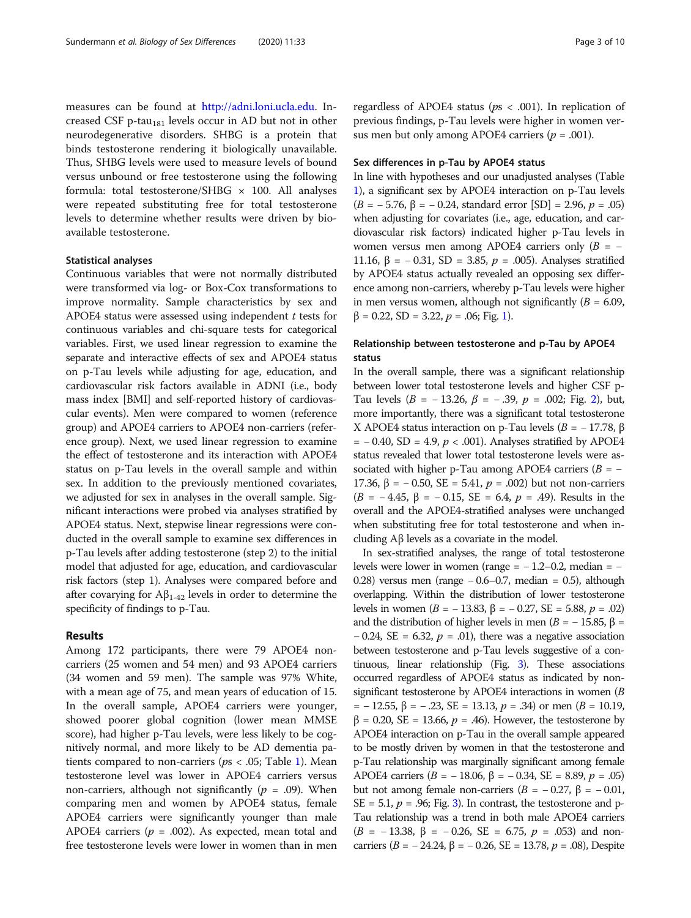measures can be found at http://adni.loni.ucla.edu. Increased CSF p-tau$_{181}$ levels occur in AD but not in other neurodegenerative disorders. SHBG is a protein that binds testosterone rendering it biologically unavailable. Thus, SHBG levels were used to measure levels of bound versus unbound or free testosterone using the following formula: total testosterone/SHBG × 100. All analyses were repeated substituting free for total testosterone levels to determine whether results were driven by bioavailable testosterone.

### Statistical analyses

Continuous variables that were not normally distributed were transformed via log- or Box-Cox transformations to improve normality. Sample characteristics by sex and APOE4 status were assessed using independent *t* tests for continuous variables and chi-square tests for categorical variables. First, we used linear regression to examine the separate and interactive effects of sex and APOE4 status on p-Tau levels while adjusting for age, education, and cardiovascular risk factors available in ADNI (i.e., body mass index [BMI] and self-reported history of cardiovascular events). Men were compared to women (reference group) and APOE4 carriers to APOE4 non-carriers (reference group). Next, we used linear regression to examine the effect of testosterone and its interaction with APOE4 status on p-Tau levels in the overall sample and within sex. In addition to the previously mentioned covariates, we adjusted for sex in analyses in the overall sample. Significant interactions were probed via analyses stratified by APOE4 status. Next, stepwise linear regressions were conducted in the overall sample to examine sex differences in p-Tau levels after adding testosterone (step 2) to the initial model that adjusted for age, education, and cardiovascular risk factors (step 1). Analyses were compared before and after covarying for A$\beta_{1-42}$ levels in order to determine the specificity of findings to p-Tau.

## Results

Among 172 participants, there were 79 APOE4 noncarriers (25 women and 54 men) and 93 APOE4 carriers (34 women and 59 men). The sample was 97% White, with a mean age of 75, and mean years of education of 15. In the overall sample, APOE4 carriers were younger, showed poorer global cognition (lower mean MMSE score), had higher p-Tau levels, were less likely to be cognitively normal, and more likely to be AD dementia patients compared to non-carriers ($p$s $< .05$; Table 1). Mean testosterone level was lower in APOE4 carriers versus non-carriers, although not significantly ($p = .09$). When comparing men and women by APOE4 status, female APOE4 carriers were significantly younger than male APOE4 carriers ($p = .002$). As expected, mean total and free testosterone levels were lower in women than in men regardless of APOE4 status ($p$s $< .001$). In replication of previous findings, p-Tau levels were higher in women versus men but only among APOE4 carriers ($p = .001$).

### Sex differences in p-Tau by APOE4 status

In line with hypotheses and our unadjusted analyses (Table 1), a significant sex by APOE4 interaction on p-Tau levels ($B = -5.76$, $\beta = -0.24$, standard error [SD] = 2.96, $p = .05$) when adjusting for covariates (i.e., age, education, and cardiovascular risk factors) indicated higher p-Tau levels in women versus men among APOE4 carriers only ($B = -11.16$, $\beta = -0.31$, SD = 3.85, $p = .005$). Analyses stratified by APOE4 status actually revealed an opposing sex difference among non-carriers, whereby p-Tau levels were higher in men versus women, although not significantly ($B = 6.09$, $\beta = 0.22$, SD = 3.22, $p = .06$; Fig. 1).

### Relationship between testosterone and p-Tau by APOE4 status

In the overall sample, there was a significant relationship between lower total testosterone levels and higher CSF p-Tau levels ($B = -13.26$, $\beta = -.39$, $p = .002$; Fig. 2), but, more importantly, there was a significant total testosterone X APOE4 status interaction on p-Tau levels ($B = -17.78$, $\beta = -0.40$, SD = 4.9, $p < .001$). Analyses stratified by APOE4 status revealed that lower total testosterone levels were associated with higher p-Tau among APOE4 carriers ($B = -17.36$, $\beta = -0.50$, SE = 5.41, $p = .002$) but not non-carriers ($B = -4.45$, $\beta = -0.15$, SE = 6.4, $p = .49$). Results in the overall and the APOE4-stratified analyses were unchanged when substituting free for total testosterone and when including A$\beta$ levels as a covariate in the model.

In sex-stratified analyses, the range of total testosterone levels were lower in women (range = − 1.2–0.2, median = − 0.28) versus men (range − 0.6–0.7, median = 0.5), although overlapping. Within the distribution of lower testosterone levels in women ($B = -13.83$, $\beta = -0.27$, SE = 5.88, $p = .02$) and the distribution of higher levels in men ($B = -15.85$, $\beta = -0.24$, SE = 6.32, $p = .01$), there was a negative association between testosterone and p-Tau levels suggestive of a continuous, linear relationship (Fig. 3). These associations occurred regardless of APOE4 status as indicated by nonsignificant testosterone by APOE4 interactions in women ($B = -12.55$, $\beta = -.23$, SE = 13.13, $p = .34$) or men ($B = 10.19$, $\beta = 0.20$, SE = 13.66, $p = .46$). However, the testosterone by APOE4 interaction on p-Tau in the overall sample appeared to be mostly driven by women in that the testosterone and p-Tau relationship was marginally significant among female APOE4 carriers ($B = -18.06$, $\beta = -0.34$, SE = 8.89, $p = .05$) but not among female non-carriers ($B = -0.27$, $\beta = -0.01$, SE = 5.1, $p = .96$; Fig. 3). In contrast, the testosterone and p-Tau relationship was a trend in both male APOE4 carriers ($B = -13.38$, $\beta = -0.26$, SE = 6.75, $p = .053$) and non-carriers ($B = -24.24$, $\beta = -0.26$, SE = 13.78, $p = .08$), Despite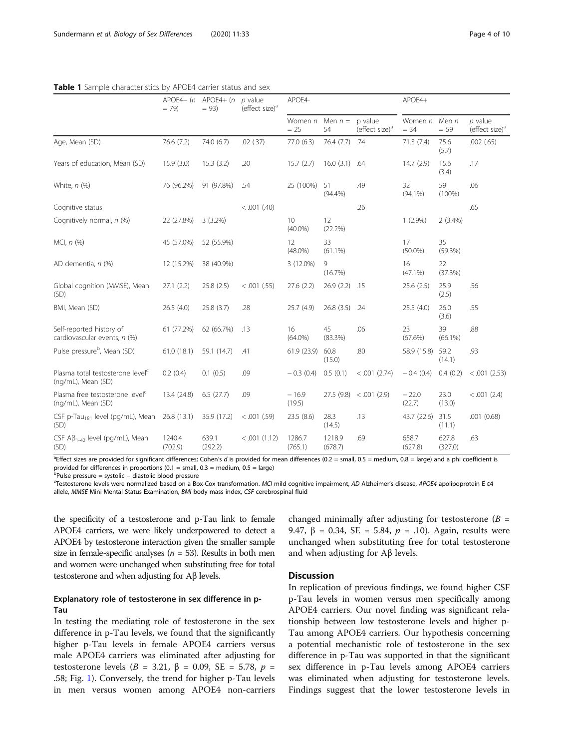**Table 1** Sample characteristics by APOE4 carrier status and sex

| | APOE4− ($n$ = 79) | APOE4+ ($n$ = 93) | $p$ value (effect size)[a] | APOE4- | | | APOE4+ | | |
|---|---|---|---|---|---|---|---|---|---|
| | | | | Women $n$ = 25 | Men $n$ = 54 | p value (effect size)[a] | Women $n$ = 34 | Men $n$ = 59 | $p$ value (effect size)[a] |
| Age, Mean (SD) | 76.6 (7.2) | 74.0 (6.7) | .02 (.37) | 77.0 (6.3) | 76.4 (7.7) | .74 | 71.3 (7.4) | 75.6 (5.7) | .002 (.65) |
| Years of education, Mean (SD) | 15.9 (3.0) | 15.3 (3.2) | .20 | 15.7 (2.7) | 16.0 (3.1) | .64 | 14.7 (2.9) | 15.6 (3.4) | .17 |
| White, $n$ (%) | 76 (96.2%) | 91 (97.8%) | .54 | 25 (100%) | 51 (94.4%) | .49 | 32 (94.1%) | 59 (100%) | .06 |
| Cognitive status | | | < .001 (.40) | | | .26 | | | .65 |
| Cognitively normal, $n$ (%) | 22 (27.8%) | 3 (3.2%) | | 10 (40.0%) | 12 (22.2%) | | 1 (2.9%) | 2 (3.4%) | |
| MCI, $n$ (%) | 45 (57.0%) | 52 (55.9%) | | 12 (48.0%) | 33 (61.1%) | | 17 (50.0%) | 35 (59.3%) | |
| AD dementia, $n$ (%) | 12 (15.2%) | 38 (40.9%) | | 3 (12.0%) | 9 (16.7%) | | 16 (47.1%) | 22 (37.3%) | |
| Global cognition (MMSE), Mean (SD) | 27.1 (2.2) | 25.8 (2.5) | < .001 (.55) | 27.6 (2.2) | 26.9 (2.2) | .15 | 25.6 (2.5) | 25.9 (2.5) | .56 |
| BMI, Mean (SD) | 26.5 (4.0) | 25.8 (3.7) | .28 | 25.7 (4.9) | 26.8 (3.5) | .24 | 25.5 (4.0) | 26.0 (3.6) | .55 |
| Self-reported history of cardiovascular events, $n$ (%) | 61 (77.2%) | 62 (66.7%) | .13 | 16 (64.0%) | 45 (83.3%) | .06 | 23 (67.6%) | 39 (66.1%) | .88 |
| Pulse pressure[b], Mean (SD) | 61.0 (18.1) | 59.1 (14.7) | .41 | 61.9 (23.9) | 60.8 (15.0) | .80 | 58.9 (15.8) | 59.2 (14.1) | .93 |
| Plasma total testosterone level[c] (ng/mL), Mean (SD) | 0.2 (0.4) | 0.1 (0.5) | .09 | − 0.3 (0.4) | 0.5 (0.1) | < .001 (2.74) | − 0.4 (0.4) | 0.4 (0.2) | < .001 (2.53) |
| Plasma free testosterone level[c] (ng/mL), Mean (SD) | 13.4 (24.8) | 6.5 (27.7) | .09 | − 16.9 (19.5) | 27.5 (9.8) | < .001 (2.9) | − 22.0 (22.7) | 23.0 (13.0) | < .001 (2.4) |
| CSF p-$Tau_{181}$ level (pg/mL), Mean (SD) | 26.8 (13.1) | 35.9 (17.2) | < .001 (.59) | 23.5 (8.6) | 28.3 (14.5) | .13 | 43.7 (22.6) | 31.5 (11.1) | .001 (0.68) |
| CSF $A\beta_{1-42}$ level (pg/mL), Mean (SD) | 1240.4 (702.9) | 639.1 (292.2) | < .001 (1.12) | 1286.7 (765.1) | 1218.9 (678.7) | .69 | 658.7 (627.8) | 627.8 (327.0) | .63 |

[a]Effect sizes are provided for significant differences; Cohen's $d$ is provided for mean differences (0.2 = small, 0.5 = medium, 0.8 = large) and a phi coefficient is provided for differences in proportions (0.1 = small, 0.3 = medium, 0.5 = large)
[b]Pulse pressure = systolic − diastolic blood pressure
[c]Testosterone levels were normalized based on a Box-Cox transformation. *MCI* mild cognitive impairment, *AD* Alzheimer's disease, *APOE4* apolipoprotein E ε4 allele, *MMSE* Mini Mental Status Examination, *BMI* body mass index, *CSF* cerebrospinal fluid

the specificity of a testosterone and p-Tau link to female APOE4 carriers, we were likely underpowered to detect a APOE4 by testosterone interaction given the smaller sample size in female-specific analyses ($n$ = 53). Results in both men and women were unchanged when substituting free for total testosterone and when adjusting for Aβ levels.

### Explanatory role of testosterone in sex difference in p-Tau

In testing the mediating role of testosterone in the sex difference in p-Tau levels, we found that the significantly higher p-Tau levels in female APOE4 carriers versus male APOE4 carriers was eliminated after adjusting for testosterone levels ($B$ = 3.21, β = 0.09, SE = 5.78, $p$ = .58; Fig. 1). Conversely, the trend for higher p-Tau levels in men versus women among APOE4 non-carriers changed minimally after adjusting for testosterone ($B$ = 9.47, β = 0.34, SE = 5.84, $p$ = .10). Again, results were unchanged when substituting free for total testosterone and when adjusting for Aβ levels.

## Discussion

In replication of previous findings, we found higher CSF p-Tau levels in women versus men specifically among APOE4 carriers. Our novel finding was significant relationship between low testosterone levels and higher p-Tau among APOE4 carriers. Our hypothesis concerning a potential mechanistic role of testosterone in the sex difference in p-Tau was supported in that the significant sex difference in p-Tau levels among APOE4 carriers was eliminated when adjusting for testosterone levels. Findings suggest that the lower testosterone levels in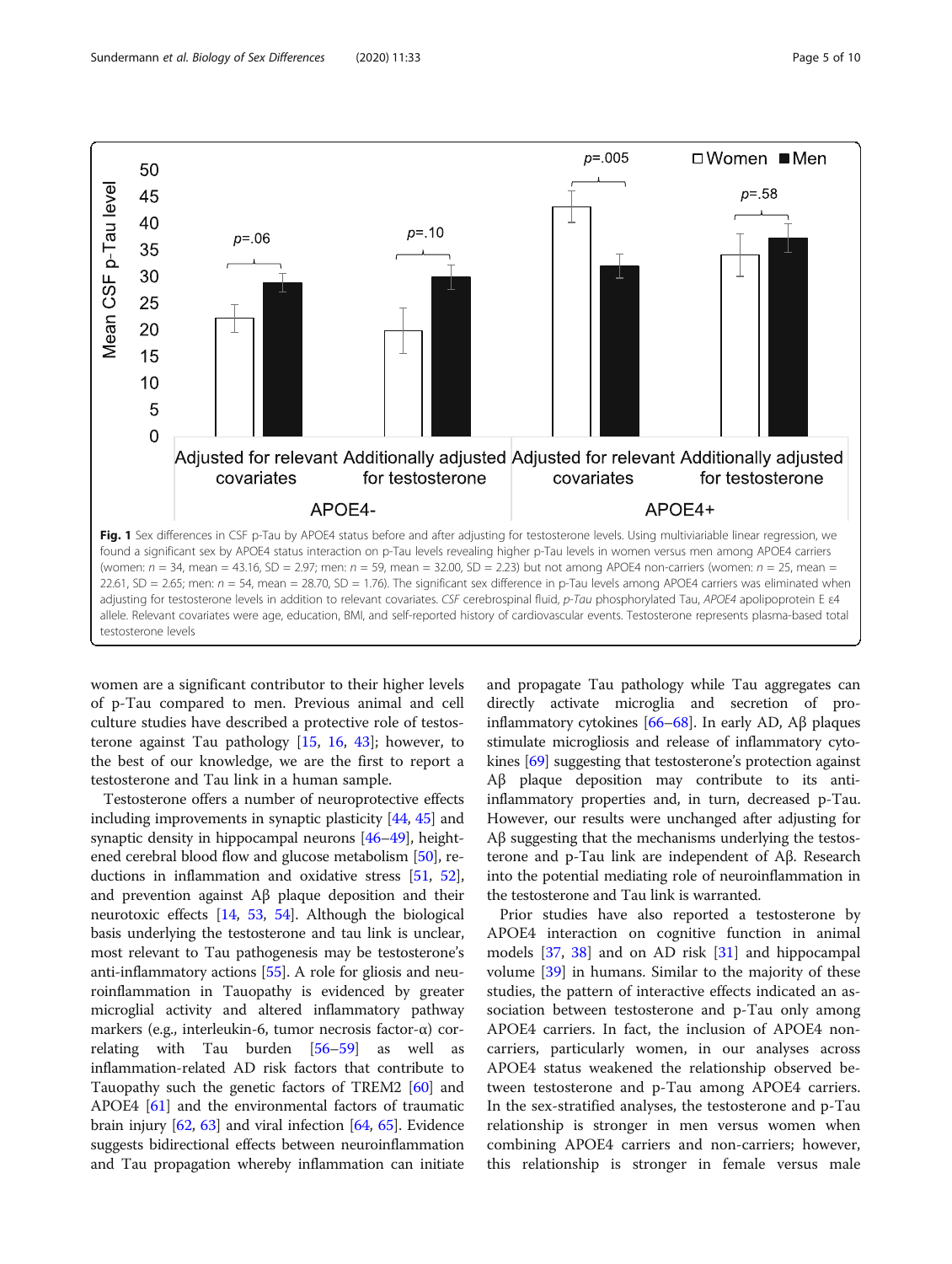**Fig. 1** Sex differences in CSF p-Tau by APOE4 status before and after adjusting for testosterone levels. Using multiviariable linear regression, we found a significant sex by APOE4 status interaction on p-Tau levels revealing higher p-Tau levels in women versus men among APOE4 carriers (women: $n = 34$, mean = 43.16, SD = 2.97; men: $n = 59$, mean = 32.00, SD = 2.23) but not among APOE4 non-carriers (women: $n = 25$, mean = 22.61, SD = 2.65; men: $n = 54$, mean = 28.70, SD = 1.76). The significant sex difference in p-Tau levels among APOE4 carriers was eliminated when adjusting for testosterone levels in addition to relevant covariates. *CSF* cerebrospinal fluid, *p-Tau* phosphorylated Tau, *APOE4* apolipoprotein E ε4 allele. Relevant covariates were age, education, BMI, and self-reported history of cardiovascular events. Testosterone represents plasma-based total testosterone levels

women are a significant contributor to their higher levels of p-Tau compared to men. Previous animal and cell culture studies have described a protective role of testosterone against Tau pathology [15, 16, 43]; however, to the best of our knowledge, we are the first to report a testosterone and Tau link in a human sample.

Testosterone offers a number of neuroprotective effects including improvements in synaptic plasticity [44, 45] and synaptic density in hippocampal neurons [46–49], heightened cerebral blood flow and glucose metabolism [50], reductions in inflammation and oxidative stress [51, 52], and prevention against Aβ plaque deposition and their neurotoxic effects [14, 53, 54]. Although the biological basis underlying the testosterone and tau link is unclear, most relevant to Tau pathogenesis may be testosterone's anti-inflammatory actions [55]. A role for gliosis and neuroinflammation in Tauopathy is evidenced by greater microglial activity and altered inflammatory pathway markers (e.g., interleukin-6, tumor necrosis factor-α) correlating with Tau burden [56–59] as well as inflammation-related AD risk factors that contribute to Tauopathy such the genetic factors of TREM2 [60] and APOE4 [61] and the environmental factors of traumatic brain injury [62, 63] and viral infection [64, 65]. Evidence suggests bidirectional effects between neuroinflammation and Tau propagation whereby inflammation can initiate and propagate Tau pathology while Tau aggregates can directly activate microglia and secretion of pro-inflammatory cytokines [66–68]. In early AD, Aβ plaques stimulate microgliosis and release of inflammatory cytokines [69] suggesting that testosterone's protection against Aβ plaque deposition may contribute to its anti-inflammatory properties and, in turn, decreased p-Tau. However, our results were unchanged after adjusting for Aβ suggesting that the mechanisms underlying the testosterone and p-Tau link are independent of Aβ. Research into the potential mediating role of neuroinflammation in the testosterone and Tau link is warranted.

Prior studies have also reported a testosterone by APOE4 interaction on cognitive function in animal models [37, 38] and on AD risk [31] and hippocampal volume [39] in humans. Similar to the majority of these studies, the pattern of interactive effects indicated an association between testosterone and p-Tau only among APOE4 carriers. In fact, the inclusion of APOE4 non-carriers, particularly women, in our analyses across APOE4 status weakened the relationship observed between testosterone and p-Tau among APOE4 carriers. In the sex-stratified analyses, the testosterone and p-Tau relationship is stronger in men versus women when combining APOE4 carriers and non-carriers; however, this relationship is stronger in female versus male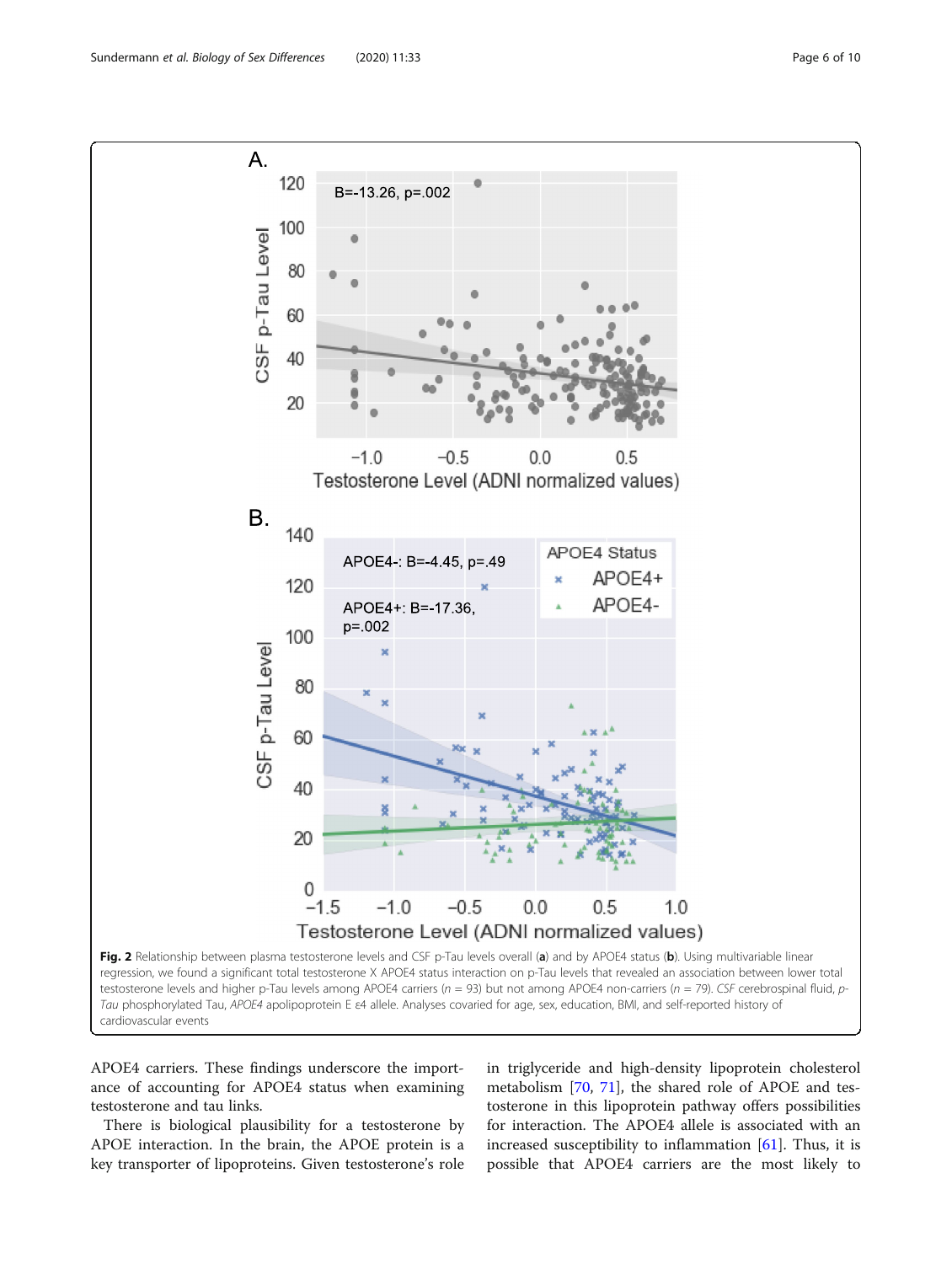Fig. 2 Relationship between plasma testosterone levels and CSF p-Tau levels overall (**a**) and by APOE4 status (**b**). Using multivariable linear regression, we found a significant total testosterone X APOE4 status interaction on p-Tau levels that revealed an association between lower total testosterone levels and higher p-Tau levels among APOE4 carriers ($n$ = 93) but not among APOE4 non-carriers ($n$ = 79). *CSF* cerebrospinal fluid, *p-Tau* phosphorylated Tau, *APOE4* apolipoprotein E ε4 allele. Analyses covaried for age, sex, education, BMI, and self-reported history of cardiovascular events

APOE4 carriers. These findings underscore the importance of accounting for APOE4 status when examining testosterone and tau links.

There is biological plausibility for a testosterone by APOE interaction. In the brain, the APOE protein is a key transporter of lipoproteins. Given testosterone's role in triglyceride and high-density lipoprotein cholesterol metabolism [70, 71], the shared role of APOE and testosterone in this lipoprotein pathway offers possibilities for interaction. The APOE4 allele is associated with an increased susceptibility to inflammation [61]. Thus, it is possible that APOE4 carriers are the most likely to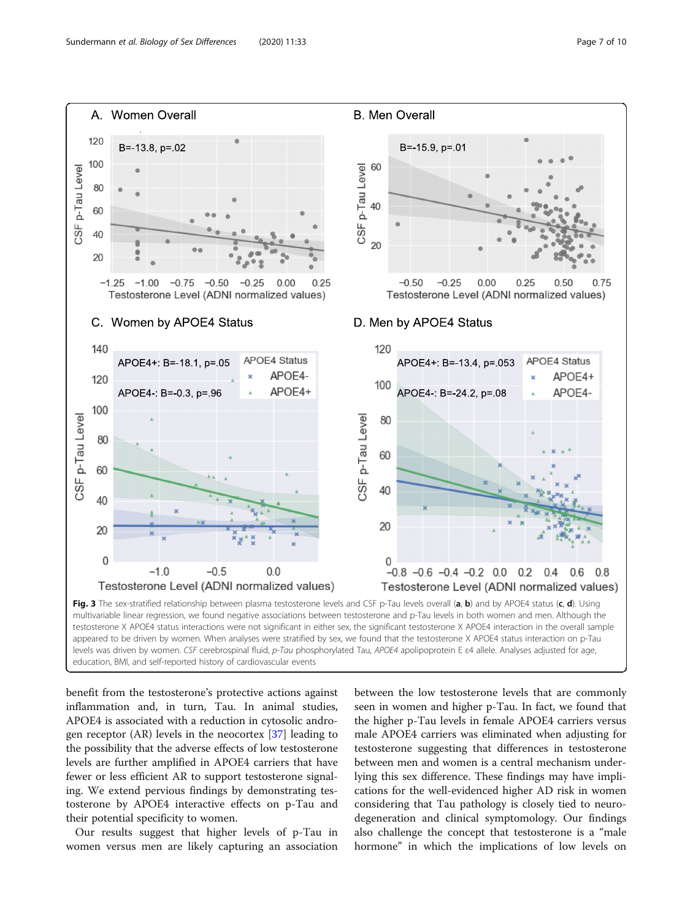**Fig. 3** The sex-stratified relationship between plasma testosterone levels and CSF p-Tau levels overall (**a**, **b**) and by APOE4 status (**c**, **d**). Using multivariable linear regression, we found negative associations between testosterone and p-Tau levels in both women and men. Although the testosterone X APOE4 status interactions were not significant in either sex, the significant testosterone X APOE4 interaction in the overall sample appeared to be driven by women. When analyses were stratified by sex, we found that the testosterone X APOE4 status interaction on p-Tau levels was driven by women. *CSF* cerebrospinal fluid, *p-Tau* phosphorylated Tau, *APOE4* apolipoprotein E ε4 allele. Analyses adjusted for age, education, BMI, and self-reported history of cardiovascular events

benefit from the testosterone's protective actions against inflammation and, in turn, Tau. In animal studies, APOE4 is associated with a reduction in cytosolic androgen receptor (AR) levels in the neocortex [37] leading to the possibility that the adverse effects of low testosterone levels are further amplified in APOE4 carriers that have fewer or less efficient AR to support testosterone signaling. We extend pervious findings by demonstrating testosterone by APOE4 interactive effects on p-Tau and their potential specificity to women.

Our results suggest that higher levels of p-Tau in women versus men are likely capturing an association between the low testosterone levels that are commonly seen in women and higher p-Tau. In fact, we found that the higher p-Tau levels in female APOE4 carriers versus male APOE4 carriers was eliminated when adjusting for testosterone suggesting that differences in testosterone between men and women is a central mechanism underlying this sex difference. These findings may have implications for the well-evidenced higher AD risk in women considering that Tau pathology is closely tied to neurodegeneration and clinical symptomology. Our findings also challenge the concept that testosterone is a "male hormone" in which the implications of low levels on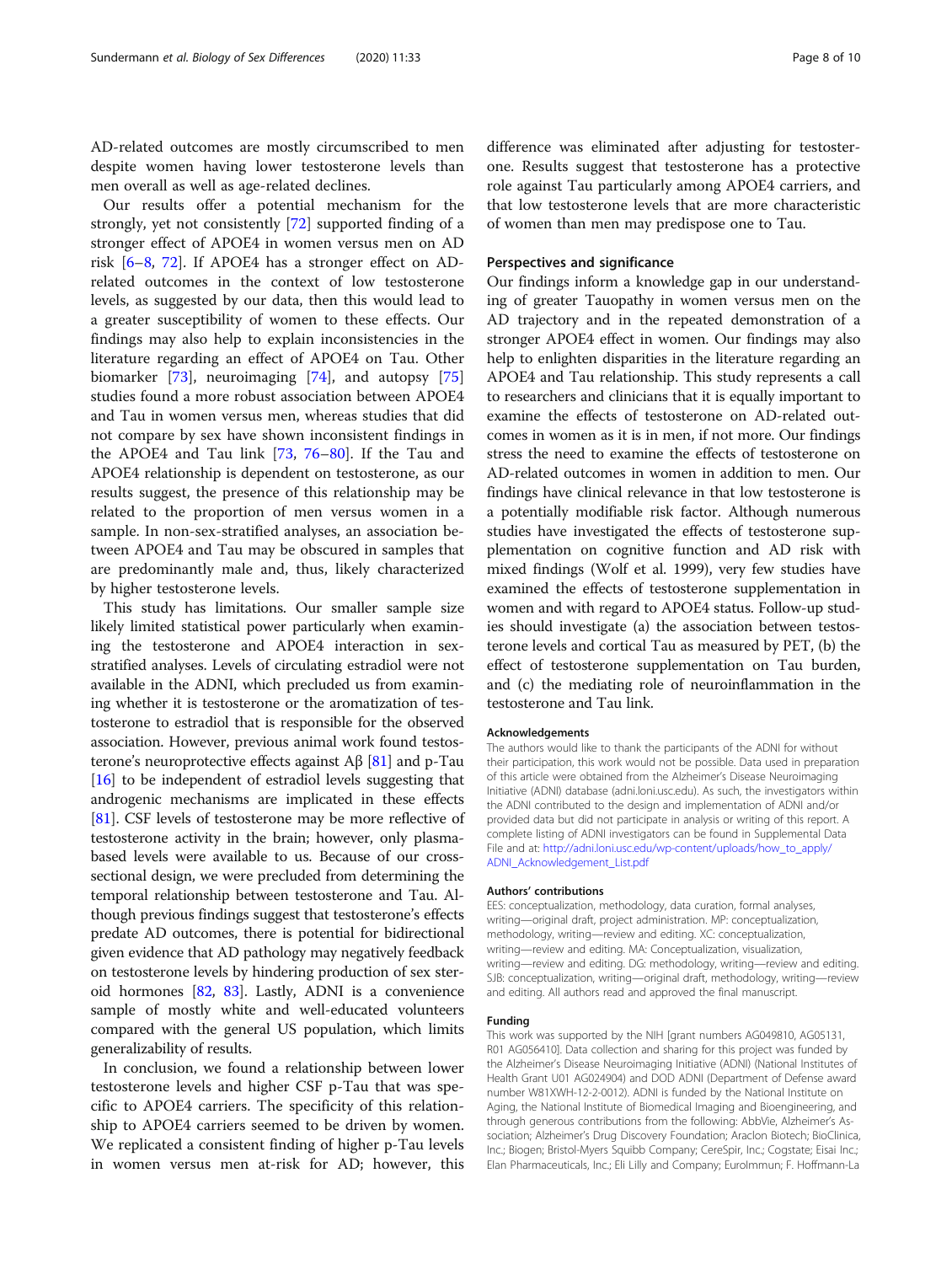AD-related outcomes are mostly circumscribed to men despite women having lower testosterone levels than men overall as well as age-related declines.

Our results offer a potential mechanism for the strongly, yet not consistently [72] supported finding of a stronger effect of APOE4 in women versus men on AD risk [6–8, 72]. If APOE4 has a stronger effect on AD-related outcomes in the context of low testosterone levels, as suggested by our data, then this would lead to a greater susceptibility of women to these effects. Our findings may also help to explain inconsistencies in the literature regarding an effect of APOE4 on Tau. Other biomarker [73], neuroimaging [74], and autopsy [75] studies found a more robust association between APOE4 and Tau in women versus men, whereas studies that did not compare by sex have shown inconsistent findings in the APOE4 and Tau link [73, 76–80]. If the Tau and APOE4 relationship is dependent on testosterone, as our results suggest, the presence of this relationship may be related to the proportion of men versus women in a sample. In non-sex-stratified analyses, an association between APOE4 and Tau may be obscured in samples that are predominantly male and, thus, likely characterized by higher testosterone levels.

This study has limitations. Our smaller sample size likely limited statistical power particularly when examining the testosterone and APOE4 interaction in sex-stratified analyses. Levels of circulating estradiol were not available in the ADNI, which precluded us from examining whether it is testosterone or the aromatization of testosterone to estradiol that is responsible for the observed association. However, previous animal work found testosterone's neuroprotective effects against Aβ [81] and p-Tau [16] to be independent of estradiol levels suggesting that androgenic mechanisms are implicated in these effects [81]. CSF levels of testosterone may be more reflective of testosterone activity in the brain; however, only plasma-based levels were available to us. Because of our cross-sectional design, we were precluded from determining the temporal relationship between testosterone and Tau. Although previous findings suggest that testosterone's effects predate AD outcomes, there is potential for bidirectional given evidence that AD pathology may negatively feedback on testosterone levels by hindering production of sex steroid hormones [82, 83]. Lastly, ADNI is a convenience sample of mostly white and well-educated volunteers compared with the general US population, which limits generalizability of results.

In conclusion, we found a relationship between lower testosterone levels and higher CSF p-Tau that was specific to APOE4 carriers. The specificity of this relationship to APOE4 carriers seemed to be driven by women. We replicated a consistent finding of higher p-Tau levels in women versus men at-risk for AD; however, this difference was eliminated after adjusting for testosterone. Results suggest that testosterone has a protective role against Tau particularly among APOE4 carriers, and that low testosterone levels that are more characteristic of women than men may predispose one to Tau.

## Perspectives and significance

Our findings inform a knowledge gap in our understanding of greater Tauopathy in women versus men on the AD trajectory and in the repeated demonstration of a stronger APOE4 effect in women. Our findings may also help to enlighten disparities in the literature regarding an APOE4 and Tau relationship. This study represents a call to researchers and clinicians that it is equally important to examine the effects of testosterone on AD-related outcomes in women as it is in men, if not more. Our findings stress the need to examine the effects of testosterone on AD-related outcomes in women in addition to men. Our findings have clinical relevance in that low testosterone is a potentially modifiable risk factor. Although numerous studies have investigated the effects of testosterone supplementation on cognitive function and AD risk with mixed findings (Wolf et al. 1999), very few studies have examined the effects of testosterone supplementation in women and with regard to APOE4 status. Follow-up studies should investigate (a) the association between testosterone levels and cortical Tau as measured by PET, (b) the effect of testosterone supplementation on Tau burden, and (c) the mediating role of neuroinflammation in the testosterone and Tau link.

### Acknowledgements

The authors would like to thank the participants of the ADNI for without their participation, this work would not be possible. Data used in preparation of this article were obtained from the Alzheimer's Disease Neuroimaging Initiative (ADNI) database (adni.loni.usc.edu). As such, the investigators within the ADNI contributed to the design and implementation of ADNI and/or provided data but did not participate in analysis or writing of this report. A complete listing of ADNI investigators can be found in Supplemental Data File and at: http://adni.loni.usc.edu/wp-content/uploads/how_to_apply/ADNI_Acknowledgement_List.pdf

### Authors' contributions

EES: conceptualization, methodology, data curation, formal analyses, writing—original draft, project administration. MP: conceptualization, methodology, writing—review and editing. XC: conceptualization, writing—review and editing. MA: Conceptualization, visualization, writing—review and editing. DG: methodology, writing—review and editing. SJB: conceptualization, writing—original draft, methodology, writing—review and editing. All authors read and approved the final manuscript.

### Funding

This work was supported by the NIH [grant numbers AG049810, AG05131, R01 AG056410]. Data collection and sharing for this project was funded by the Alzheimer's Disease Neuroimaging Initiative (ADNI) (National Institutes of Health Grant U01 AG024904) and DOD ADNI (Department of Defense award number W81XWH-12-2-0012). ADNI is funded by the National Institute on Aging, the National Institute of Biomedical Imaging and Bioengineering, and through generous contributions from the following: AbbVie, Alzheimer's Association; Alzheimer's Drug Discovery Foundation; Araclon Biotech; BioClinica, Inc.; Biogen; Bristol-Myers Squibb Company; CereSpir, Inc.; Cogstate; Eisai Inc.; Elan Pharmaceuticals, Inc.; Eli Lilly and Company; EuroImmun; F. Hoffmann-La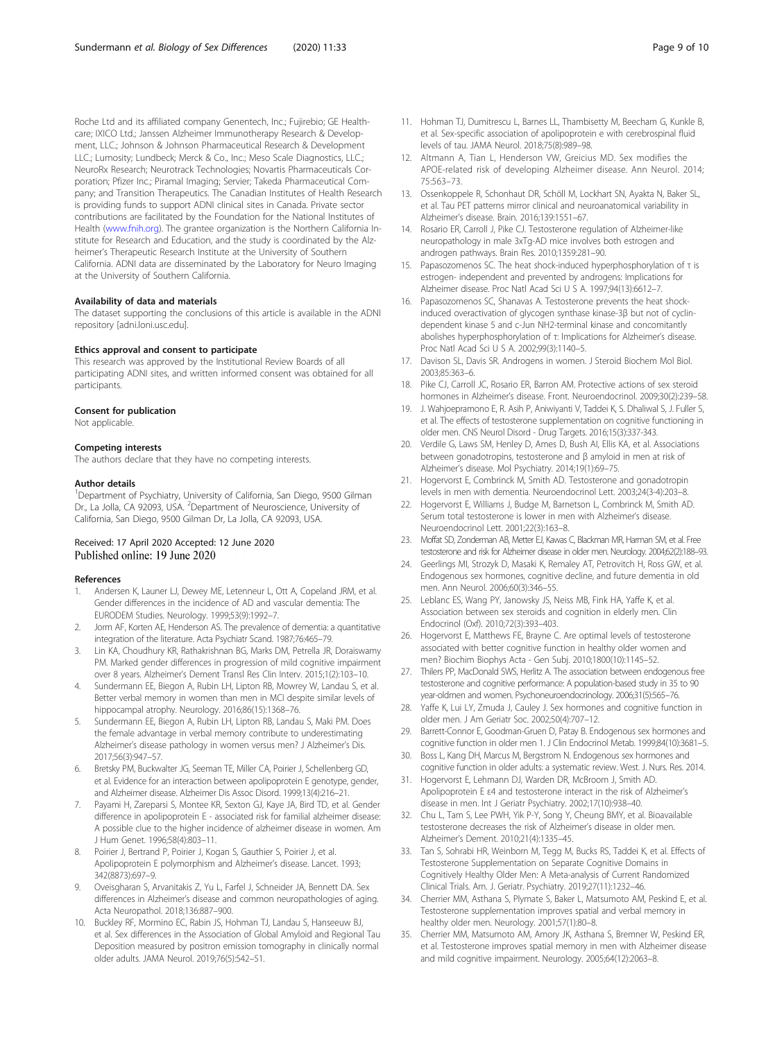Roche Ltd and its affiliated company Genentech, Inc.; Fujirebio; GE Healthcare; IXICO Ltd.; Janssen Alzheimer Immunotherapy Research & Development, LLC.; Johnson & Johnson Pharmaceutical Research & Development LLC.; Lumosity; Lundbeck; Merck & Co., Inc.; Meso Scale Diagnostics, LLC.; NeuroRx Research; Neurotrack Technologies; Novartis Pharmaceuticals Corporation; Pfizer Inc.; Piramal Imaging; Servier; Takeda Pharmaceutical Company; and Transition Therapeutics. The Canadian Institutes of Health Research is providing funds to support ADNI clinical sites in Canada. Private sector contributions are facilitated by the Foundation for the National Institutes of Health (www.fnih.org). The grantee organization is the Northern California Institute for Research and Education, and the study is coordinated by the Alzheimer's Therapeutic Research Institute at the University of Southern California. ADNI data are disseminated by the Laboratory for Neuro Imaging at the University of Southern California.

#### Availability of data and materials

The dataset supporting the conclusions of this article is available in the ADNI repository [adni.loni.usc.edu].

#### Ethics approval and consent to participate

This research was approved by the Institutional Review Boards of all participating ADNI sites, and written informed consent was obtained for all participants.

#### Consent for publication

Not applicable.

#### Competing interests

The authors declare that they have no competing interests.

#### Author details

[1]Department of Psychiatry, University of California, San Diego, 9500 Gilman Dr., La Jolla, CA 92093, USA. [2]Department of Neuroscience, University of California, San Diego, 9500 Gilman Dr, La Jolla, CA 92093, USA.

Received: 17 April 2020 Accepted: 12 June 2020
Published online: 19 June 2020

#### References

1. Andersen K, Launer LJ, Dewey ME, Letenneur L, Ott A, Copeland JRM, et al. Gender differences in the incidence of AD and vascular dementia: The EURODEM Studies. Neurology. 1999;53(9):1992–7.
2. Jorm AF, Korten AE, Henderson AS. The prevalence of dementia: a quantitative integration of the literature. Acta Psychiatr Scand. 1987;76:465–79.
3. Lin KA, Choudhury KR, Rathakrishnan BG, Marks DM, Petrella JR, Doraiswamy PM. Marked gender differences in progression of mild cognitive impairment over 8 years. Alzheimer's Dement Transl Res Clin Interv. 2015;1(2):103–10.
4. Sundermann EE, Biegon A, Rubin LH, Lipton RB, Mowrey W, Landau S, et al. Better verbal memory in women than men in MCI despite similar levels of hippocampal atrophy. Neurology. 2016;86(15):1368–76.
5. Sundermann EE, Biegon A, Rubin LH, Lipton RB, Landau S, Maki PM. Does the female advantage in verbal memory contribute to underestimating Alzheimer's disease pathology in women versus men? J Alzheimer's Dis. 2017;56(3):947–57.
6. Bretsky PM, Buckwalter JG, Seeman TE, Miller CA, Poirier J, Schellenberg GD, et al. Evidence for an interaction between apolipoprotein E genotype, gender, and Alzheimer disease. Alzheimer Dis Assoc Disord. 1999;13(4):216–21.
7. Payami H, Zareparsi S, Montee KR, Sexton GJ, Kaye JA, Bird TD, et al. Gender difference in apolipoprotein E - associated risk for familial alzheimer disease: A possible clue to the higher incidence of alzheimer disease in women. Am J Hum Genet. 1996;58(4):803–11.
8. Poirier J, Bertrand P, Poirier J, Kogan S, Gauthier S, Poirier J, et al. Apolipoprotein E polymorphism and Alzheimer's disease. Lancet. 1993; 342(8873):697–9.
9. Oveisgharan S, Arvanitakis Z, Yu L, Farfel J, Schneider JA, Bennett DA. Sex differences in Alzheimer's disease and common neuropathologies of aging. Acta Neuropathol. 2018;136:887–900.
10. Buckley RF, Mormino EC, Rabin JS, Hohman TJ, Landau S, Hanseeuw BJ, et al. Sex differences in the Association of Global Amyloid and Regional Tau Deposition measured by positron emission tomography in clinically normal older adults. JAMA Neurol. 2019;76(5):542–51.
11. Hohman TJ, Dumitrescu L, Barnes LL, Thambisetty M, Beecham G, Kunkle B, et al. Sex-specific association of apolipoprotein e with cerebrospinal fluid levels of tau. JAMA Neurol. 2018;75(8):989–98.
12. Altmann A, Tian L, Henderson VW, Greicius MD. Sex modifies the APOE-related risk of developing Alzheimer disease. Ann Neurol. 2014; 75:563–73.
13. Ossenkoppele R, Schonhaut DR, Schöll M, Lockhart SN, Ayakta N, Baker SL, et al. Tau PET patterns mirror clinical and neuroanatomical variability in Alzheimer's disease. Brain. 2016;139:1551–67.
14. Rosario ER, Carroll J, Pike CJ. Testosterone regulation of Alzheimer-like neuropathology in male 3xTg-AD mice involves both estrogen and androgen pathways. Brain Res. 2010;1359:281–90.
15. Papasozomenos SC. The heat shock-induced hyperphosphorylation of τ is estrogen- independent and prevented by androgens: Implications for Alzheimer disease. Proc Natl Acad Sci U S A. 1997;94(13):6612–7.
16. Papasozomenos SC, Shanavas A. Testosterone prevents the heat shock-induced overactivation of glycogen synthase kinase-3β but not of cyclin-dependent kinase 5 and c-Jun NH2-terminal kinase and concomitantly abolishes hyperphosphorylation of τ: Implications for Alzheimer's disease. Proc Natl Acad Sci U S A. 2002;99(3):1140–5.
17. Davison SL, Davis SR. Androgens in women. J Steroid Biochem Mol Biol. 2003;85:363–6.
18. Pike CJ, Carroll JC, Rosario ER, Barron AM. Protective actions of sex steroid hormones in Alzheimer's disease. Front. Neuroendocrinol. 2009;30(2):239–58.
19. J. Wahjoepramono E, R. Asih P, Aniwiyanti V, Taddei K, S. Dhaliwal S, J. Fuller S, et al. The effects of testosterone supplementation on cognitive functioning in older men. CNS Neurol Disord - Drug Targets. 2016;15(3):337-343.
20. Verdile G, Laws SM, Henley D, Ames D, Bush AI, Ellis KA, et al. Associations between gonadotropins, testosterone and β amyloid in men at risk of Alzheimer's disease. Mol Psychiatry. 2014;19(1):69–75.
21. Hogervorst E, Combrinck M, Smith AD. Testosterone and gonadotropin levels in men with dementia. Neuroendocrinol Lett. 2003;24(3-4):203–8.
22. Hogervorst E, Williams J, Budge M, Barnetson L, Combrinck M, Smith AD. Serum total testosterone is lower in men with Alzheimer's disease. Neuroendocrinol Lett. 2001;22(3):163–8.
23. Moffat SD, Zonderman AB, Metter EJ, Kawas C, Blackman MR, Harman SM, et al. Free testosterone and risk for Alzheimer disease in older men. Neurology. 2004;62(2):188–93.
24. Geerlings MI, Strozyk D, Masaki K, Remaley AT, Petrovitch H, Ross GW, et al. Endogenous sex hormones, cognitive decline, and future dementia in old men. Ann Neurol. 2006;60(3):346–55.
25. Leblanc ES, Wang PY, Janowsky JS, Neiss MB, Fink HA, Yaffe K, et al. Association between sex steroids and cognition in elderly men. Clin Endocrinol (Oxf). 2010;72(3):393–403.
26. Hogervorst E, Matthews FE, Brayne C. Are optimal levels of testosterone associated with better cognitive function in healthy older women and men? Biochim Biophys Acta - Gen Subj. 2010;1800(10):1145–52.
27. Thilers PP, MacDonald SWS, Herlitz A. The association between endogenous free testosterone and cognitive performance: A population-based study in 35 to 90 year-oldmen and women. Psychoneuroendocrinology. 2006;31(5):565–76.
28. Yaffe K, Lui LY, Zmuda J, Cauley J. Sex hormones and cognitive function in older men. J Am Geriatr Soc. 2002;50(4):707–12.
29. Barrett-Connor E, Goodman-Gruen D, Patay B. Endogenous sex hormones and cognitive function in older men 1. J Clin Endocrinol Metab. 1999;84(10):3681–5.
30. Boss L, Kang DH, Marcus M, Bergstrom N. Endogenous sex hormones and cognitive function in older adults: a systematic review. West. J. Nurs. Res. 2014.
31. Hogervorst E, Lehmann DJ, Warden DR, McBroom J, Smith AD. Apolipoprotein E ε4 and testosterone interact in the risk of Alzheimer's disease in men. Int J Geriatr Psychiatry. 2002;17(10):938–40.
32. Chu L, Tam S, Lee PWH, Yik P-Y, Song Y, Cheung BMY, et al. Bioavailable testosterone decreases the risk of Alzheimer's disease in older men. Alzheimer's Dement. 2010;21(4):1335–45.
33. Tan S, Sohrabi HR, Weinborn M, Tegg M, Bucks RS, Taddei K, et al. Effects of Testosterone Supplementation on Separate Cognitive Domains in Cognitively Healthy Older Men: A Meta-analysis of Current Randomized Clinical Trials. Am. J. Geriatr. Psychiatry. 2019;27(11):1232–46.
34. Cherrier MM, Asthana S, Plymate S, Baker L, Matsumoto AM, Peskind E, et al. Testosterone supplementation improves spatial and verbal memory in healthy older men. Neurology. 2001;57(1):80–8.
35. Cherrier MM, Matsumoto AM, Amory JK, Asthana S, Bremner W, Peskind ER, et al. Testosterone improves spatial memory in men with Alzheimer disease and mild cognitive impairment. Neurology. 2005;64(12):2063–8.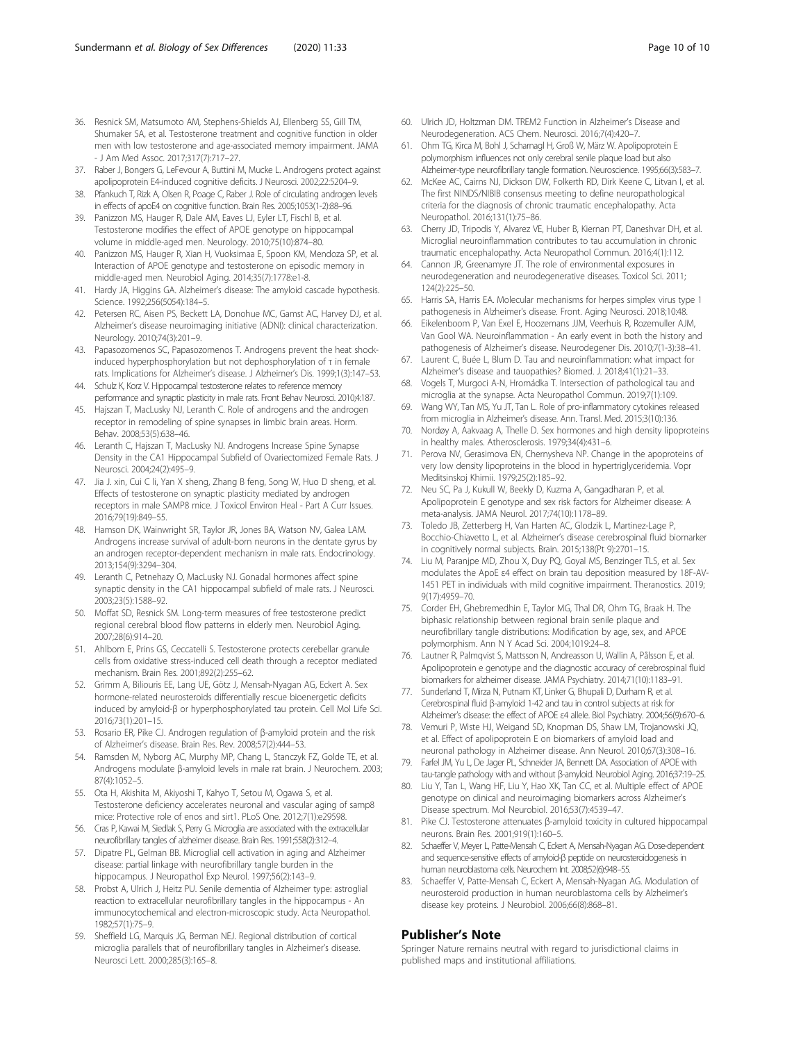36. Resnick SM, Matsumoto AM, Stephens-Shields AJ, Ellenberg SS, Gill TM, Shumaker SA, et al. Testosterone treatment and cognitive function in older men with low testosterone and age-associated memory impairment. JAMA - J Am Med Assoc. 2017;317(7):717–27.
37. Raber J, Bongers G, LeFevour A, Buttini M, Mucke L. Androgens protect against apolipoprotein E4-induced cognitive deficits. J Neurosci. 2002;22:5204–9.
38. Pfankuch T, Rizk A, Olsen R, Poage C, Raber J. Role of circulating androgen levels in effects of apoE4 on cognitive function. Brain Res. 2005;1053(1-2):88–96.
39. Panizzon MS, Hauger R, Dale AM, Eaves LJ, Eyler LT, Fischl B, et al. Testosterone modifies the effect of APOE genotype on hippocampal volume in middle-aged men. Neurology. 2010;75(10):874–80.
40. Panizzon MS, Hauger R, Xian H, Vuoksimaa E, Spoon KM, Mendoza SP, et al. Interaction of APOE genotype and testosterone on episodic memory in middle-aged men. Neurobiol Aging. 2014;35(7):1778.e1-8.
41. Hardy JA, Higgins GA. Alzheimer's disease: The amyloid cascade hypothesis. Science. 1992;256(5054):184–5.
42. Petersen RC, Aisen PS, Beckett LA, Donohue MC, Gamst AC, Harvey DJ, et al. Alzheimer's disease neuroimaging initiative (ADNI): clinical characterization. Neurology. 2010;74(3):201–9.
43. Papasozomenos SC, Papasozomenos T. Androgens prevent the heat shock-induced hyperphosphorylation but not dephosphorylation of τ in female rats. Implications for Alzheimer's disease. J Alzheimer's Dis. 1999;1(3):147–53.
44. Schulz K, Korz V. Hippocampal testosterone relates to reference memory performance and synaptic plasticity in male rats. Front Behav Neurosci. 2010;4:187.
45. Hajszan T, MacLusky NJ, Leranth C. Role of androgens and the androgen receptor in remodeling of spine synapses in limbic brain areas. Horm. Behav. 2008;53(5):638–46.
46. Leranth C, Hajszan T, MacLusky NJ. Androgens Increase Spine Synapse Density in the CA1 Hippocampal Subfield of Ovariectomized Female Rats. J Neurosci. 2004;24(2):495–9.
47. Jia J. xin, Cui C li, Yan X sheng, Zhang B feng, Song W, Huo D sheng, et al. Effects of testosterone on synaptic plasticity mediated by androgen receptors in male SAMP8 mice. J Toxicol Environ Heal - Part A Curr Issues. 2016;79(19):849–55.
48. Hamson DK, Wainwright SR, Taylor JR, Jones BA, Watson NV, Galea LAM. Androgens increase survival of adult-born neurons in the dentate gyrus by an androgen receptor-dependent mechanism in male rats. Endocrinology. 2013;154(9):3294–304.
49. Leranth C, Petnehazy O, MacLusky NJ. Gonadal hormones affect spine synaptic density in the CA1 hippocampal subfield of male rats. J Neurosci. 2003;23(5):1588–92.
50. Moffat SD, Resnick SM. Long-term measures of free testosterone predict regional cerebral blood flow patterns in elderly men. Neurobiol Aging. 2007;28(6):914–20.
51. Ahlbom E, Prins GS, Ceccatelli S. Testosterone protects cerebellar granule cells from oxidative stress-induced cell death through a receptor mediated mechanism. Brain Res. 2001;892(2):255–62.
52. Grimm A, Biliouris EE, Lang UE, Götz J, Mensah-Nyagan AG, Eckert A. Sex hormone-related neurosteroids differentially rescue bioenergetic deficits induced by amyloid-β or hyperphosphorylated tau protein. Cell Mol Life Sci. 2016;73(1):201–15.
53. Rosario ER, Pike CJ. Androgen regulation of β-amyloid protein and the risk of Alzheimer's disease. Brain Res. Rev. 2008;57(2):444–53.
54. Ramsden M, Nyborg AC, Murphy MP, Chang L, Stanczyk FZ, Golde TE, et al. Androgens modulate β-amyloid levels in male rat brain. J Neurochem. 2003;87(4):1052–5.
55. Ota H, Akishita M, Akiyoshi T, Kahyo T, Setou M, Ogawa S, et al. Testosterone deficiency accelerates neuronal and vascular aging of samp8 mice: Protective role of enos and sirt1. PLoS One. 2012;7(1):e29598.
56. Cras P, Kawai M, Siedlak S, Perry G. Microglia are associated with the extracellular neurofibrillary tangles of alzheimer disease. Brain Res. 1991;558(2):312–4.
57. Dipatre PL, Gelman BB. Microglial cell activation in aging and Alzheimer disease: partial linkage with neurofibrillary tangle burden in the hippocampus. J Neuropathol Exp Neurol. 1997;56(2):143–9.
58. Probst A, Ulrich J, Heitz PU. Senile dementia of Alzheimer type: astroglial reaction to extracellular neurofibrillary tangles in the hippocampus - An immunocytochemical and electron-microscopic study. Acta Neuropathol. 1982;57(1):75–9.
59. Sheffield LG, Marquis JG, Berman NEJ. Regional distribution of cortical microglia parallels that of neurofibrillary tangles in Alzheimer's disease. Neurosci Lett. 2000;285(3):165–8.
60. Ulrich JD, Holtzman DM. TREM2 Function in Alzheimer's Disease and Neurodegeneration. ACS Chem. Neurosci. 2016;7(4):420–7.
61. Ohm TG, Kirca M, Bohl J, Scharnagl H, Groß W, März W. Apolipoprotein E polymorphism influences not only cerebral senile plaque load but also Alzheimer-type neurofibrillary tangle formation. Neuroscience. 1995;66(3):583–7.
62. McKee AC, Cairns NJ, Dickson DW, Folkerth RD, Dirk Keene C, Litvan I, et al. The first NINDS/NIBIB consensus meeting to define neuropathological criteria for the diagnosis of chronic traumatic encephalopathy. Acta Neuropathol. 2016;131(1):75–86.
63. Cherry JD, Tripodis Y, Alvarez VE, Huber B, Kiernan PT, Daneshvar DH, et al. Microglial neuroinflammation contributes to tau accumulation in chronic traumatic encephalopathy. Acta Neuropathol Commun. 2016;4(1):112.
64. Cannon JR, Greenamyre JT. The role of environmental exposures in neurodegeneration and neurodegenerative diseases. Toxicol Sci. 2011; 124(2):225–50.
65. Harris SA, Harris EA. Molecular mechanisms for herpes simplex virus type 1 pathogenesis in Alzheimer's disease. Front. Aging Neurosci. 2018;10:48.
66. Eikelenboom P, Van Exel E, Hoozemans JJM, Veerhuis R, Rozemuller AJM, Van Gool WA. Neuroinflammation - An early event in both the history and pathogenesis of Alzheimer's disease. Neurodegener Dis. 2010;7(1-3):38–41.
67. Laurent C, Buée L, Blum D. Tau and neuroinflammation: what impact for Alzheimer's disease and tauopathies? Biomed. J. 2018;41(1):21–33.
68. Vogels T, Murgoci A-N, Hromádka T. Intersection of pathological tau and microglia at the synapse. Acta Neuropathol Commun. 2019;7(1):109.
69. Wang WY, Tan MS, Yu JT, Tan L. Role of pro-inflammatory cytokines released from microglia in Alzheimer's disease. Ann. Transl. Med. 2015;3(10):136.
70. Nordøy A, Aakvaag A, Thelle D. Sex hormones and high density lipoproteins in healthy males. Atherosclerosis. 1979;34(4):431–6.
71. Perova NV, Gerasimova EN, Chernysheva NP. Change in the apoproteins of very low density lipoproteins in the blood in hypertriglyceridemia. Vopr Meditsinskoj Khimii. 1979;25(2):185–92.
72. Neu SC, Pa J, Kukull W, Beekly D, Kuzma A, Gangadharan P, et al. Apolipoprotein E genotype and sex risk factors for Alzheimer disease: A meta-analysis. JAMA Neurol. 2017;74(10):1178–89.
73. Toledo JB, Zetterberg H, Van Harten AC, Glodzik L, Martinez-Lage P, Bocchio-Chiavetto L, et al. Alzheimer's disease cerebrospinal fluid biomarker in cognitively normal subjects. Brain. 2015;138(Pt 9):2701–15.
74. Liu M, Paranjpe MD, Zhou X, Duy PQ, Goyal MS, Benzinger TLS, et al. Sex modulates the ApoE ε4 effect on brain tau deposition measured by 18F-AV-1451 PET in individuals with mild cognitive impairment. Theranostics. 2019; 9(17):4959–70.
75. Corder EH, Ghebremedhin E, Taylor MG, Thal DR, Ohm TG, Braak H. The biphasic relationship between regional brain senile plaque and neurofibrillary tangle distributions: Modification by age, sex, and APOE polymorphism. Ann N Y Acad Sci. 2004;1019:24–8.
76. Lautner R, Palmqvist S, Mattsson N, Andreasson U, Wallin A, Pålsson E, et al. Apolipoprotein e genotype and the diagnostic accuracy of cerebrospinal fluid biomarkers for alzheimer disease. JAMA Psychiatry. 2014;71(10):1183–91.
77. Sunderland T, Mirza N, Putnam KT, Linker G, Bhupali D, Durham R, et al. Cerebrospinal fluid β-amyloid 1-42 and tau in control subjects at risk for Alzheimer's disease: the effect of APOE ε4 allele. Biol Psychiatry. 2004;56(9):670–6.
78. Vemuri P, Wiste HJ, Weigand SD, Knopman DS, Shaw LM, Trojanowski JQ, et al. Effect of apolipoprotein E on biomarkers of amyloid load and neuronal pathology in Alzheimer disease. Ann Neurol. 2010;67(3):308–16.
79. Farfel JM, Yu L, De Jager PL, Schneider JA, Bennett DA. Association of APOE with tau-tangle pathology with and without β-amyloid. Neurobiol Aging. 2016;37:19–25.
80. Liu Y, Tan L, Wang HF, Liu Y, Hao XK, Tan CC, et al. Multiple effect of APOE genotype on clinical and neuroimaging biomarkers across Alzheimer's Disease spectrum. Mol Neurobiol. 2016;53(7):4539–47.
81. Pike CJ. Testosterone attenuates β-amyloid toxicity in cultured hippocampal neurons. Brain Res. 2001;919(1):160–5.
82. Schaeffer V, Meyer L, Patte-Mensah C, Eckert A, Mensah-Nyagan AG. Dose-dependent and sequence-sensitive effects of amyloid-β peptide on neurosteroidogenesis in human neuroblastoma cells. Neurochem Int. 2008;52(6):948–55.
83. Schaeffer V, Patte-Mensah C, Eckert A, Mensah-Nyagan AG. Modulation of neurosteroid production in human neuroblastoma cells by Alzheimer's disease key proteins. J Neurobiol. 2006;66(8):868–81.

## Publisher's Note

Springer Nature remains neutral with regard to jurisdictional claims in published maps and institutional affiliations.